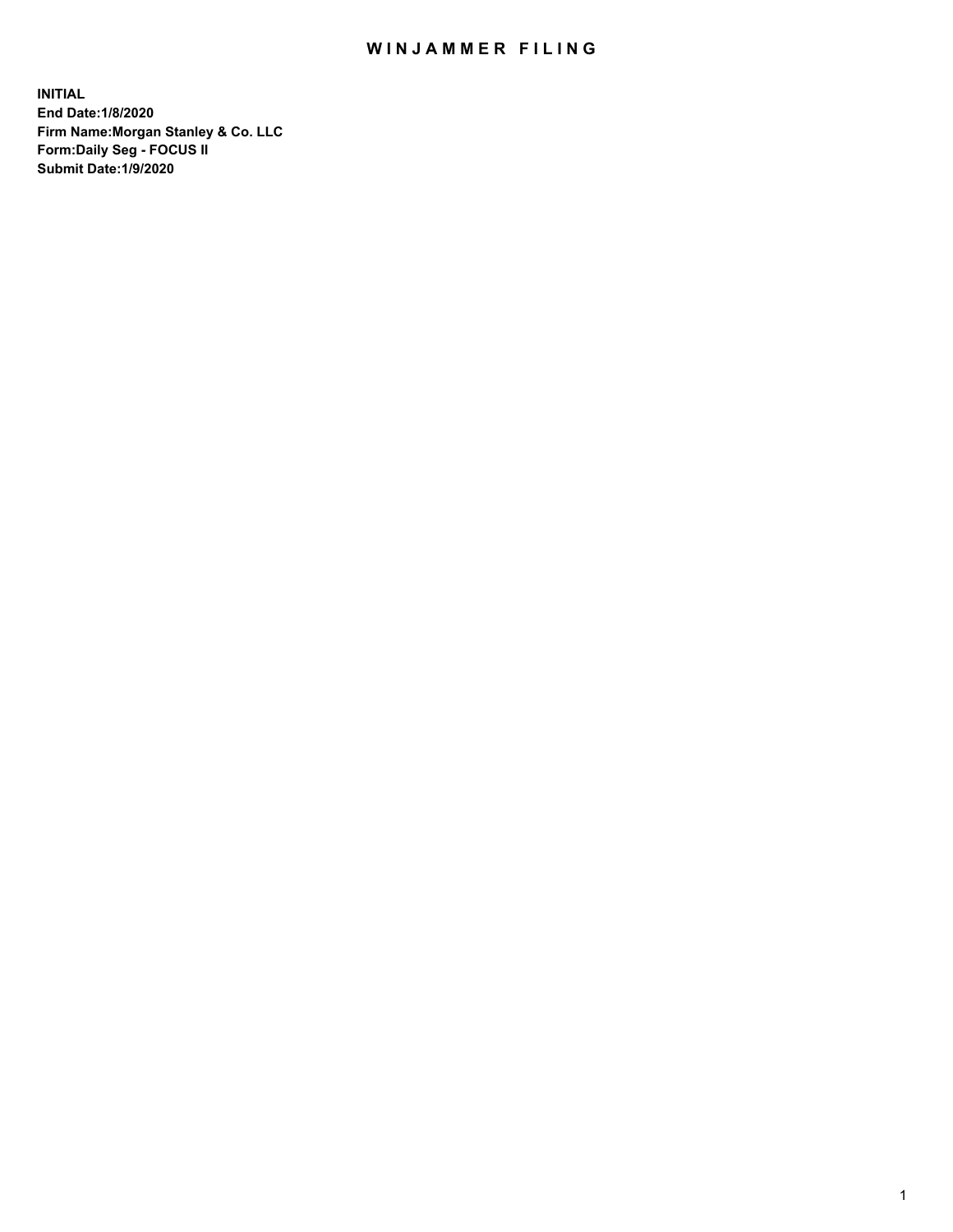# WINJAMMER FILING

**INITIAL**
**End Date:1/8/2020**
**Firm Name:Morgan Stanley & Co. LLC**
**Form:Daily Seg - FOCUS II**
**Submit Date:1/9/2020**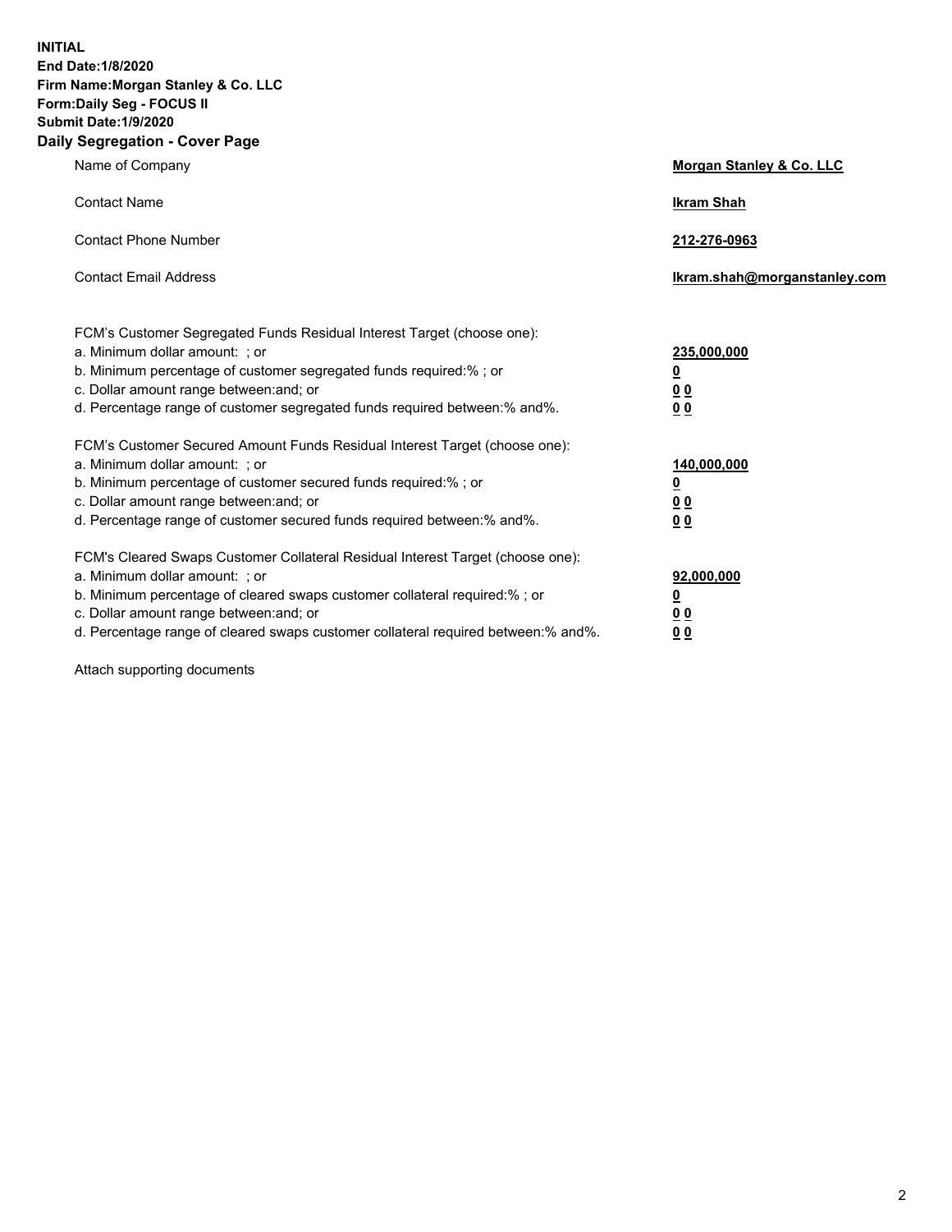**INITIAL**
**End Date:1/8/2020**
**Firm Name:Morgan Stanley & Co. LLC**
**Form:Daily Seg - FOCUS II**
**Submit Date:1/9/2020**
**Daily Segregation - Cover Page**

| | |
|---|---|
| Name of Company | **Morgan Stanley & Co. LLC** |
| Contact Name | **Ikram Shah** |
| Contact Phone Number | **212-276-0963** |
| Contact Email Address | **Ikram.shah@morganstanley.com** |

| | |
|---|---|
| FCM's Customer Segregated Funds Residual Interest Target (choose one): | |
| a. Minimum dollar amount: ; or | **235,000,000** |
| b. Minimum percentage of customer segregated funds required:% ; or | **0** |
| c. Dollar amount range between:and; or | **0 0** |
| d. Percentage range of customer segregated funds required between:% and%. | **0 0** |
| FCM's Customer Secured Amount Funds Residual Interest Target (choose one): | |
| a. Minimum dollar amount: ; or | **140,000,000** |
| b. Minimum percentage of customer secured funds required:% ; or | **0** |
| c. Dollar amount range between:and; or | **0 0** |
| d. Percentage range of customer secured funds required between:% and%. | **0 0** |
| FCM's Cleared Swaps Customer Collateral Residual Interest Target (choose one): | |
| a. Minimum dollar amount: ; or | **92,000,000** |
| b. Minimum percentage of cleared swaps customer collateral required:% ; or | **0** |
| c. Dollar amount range between:and; or | **0 0** |
| d. Percentage range of cleared swaps customer collateral required between:% and%. | **0 0** |

Attach supporting documents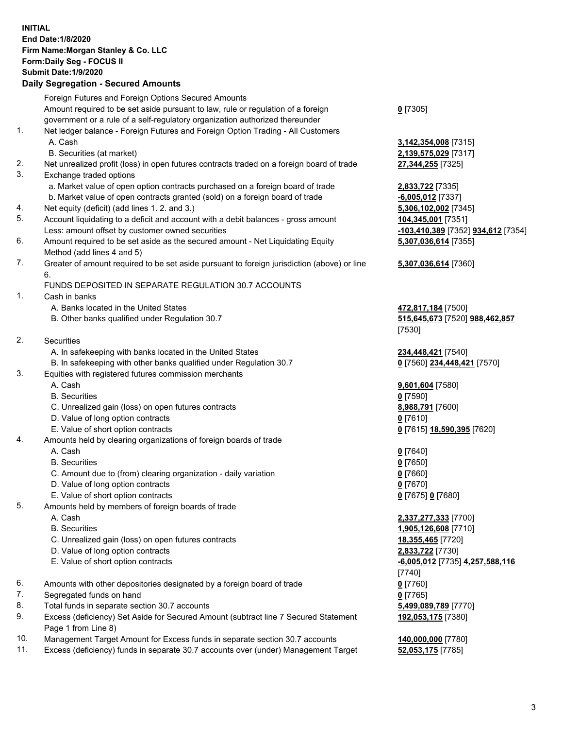**INITIAL**
**End Date:1/8/2020**
**Firm Name:Morgan Stanley & Co. LLC**
**Form:Daily Seg - FOCUS II**
**Submit Date:1/9/2020**

## Daily Segregation - Secured Amounts

| | | |
|---|---|---|
| | Foreign Futures and Foreign Options Secured Amounts | |
| | Amount required to be set aside pursuant to law, rule or regulation of a foreign government or a rule of a self-regulatory organization authorized thereunder | **0** [7305] |
| 1. | Net ledger balance - Foreign Futures and Foreign Option Trading - All Customers | |
| | A. Cash | **3,142,354,008** [7315] |
| | B. Securities (at market) | **2,139,575,029** [7317] |
| 2. | Net unrealized profit (loss) in open futures contracts traded on a foreign board of trade | **27,344,255** [7325] |
| 3. | Exchange traded options | |
| | a. Market value of open option contracts purchased on a foreign board of trade | **2,833,722** [7335] |
| | b. Market value of open contracts granted (sold) on a foreign board of trade | **-6,005,012** [7337] |
| 4. | Net equity (deficit) (add lines 1. 2. and 3.) | **5,306,102,002** [7345] |
| 5. | Account liquidating to a deficit and account with a debit balances - gross amount | **104,345,001** [7351] |
| | Less: amount offset by customer owned securities | **-103,410,389** [7352] **934,612** [7354] |
| 6. | Amount required to be set aside as the secured amount - Net Liquidating Equity Method (add lines 4 and 5) | **5,307,036,614** [7355] |
| 7. | Greater of amount required to be set aside pursuant to foreign jurisdiction (above) or line 6. | **5,307,036,614** [7360] |
| | FUNDS DEPOSITED IN SEPARATE REGULATION 30.7 ACCOUNTS | |
| 1. | Cash in banks | |
| | A. Banks located in the United States | **472,817,184** [7500] |
| | B. Other banks qualified under Regulation 30.7 | **515,645,673** [7520] **988,462,857** [7530] |
| 2. | Securities | |
| | A. In safekeeping with banks located in the United States | **234,448,421** [7540] |
| | B. In safekeeping with other banks qualified under Regulation 30.7 | **0** [7560] **234,448,421** [7570] |
| 3. | Equities with registered futures commission merchants | |
| | A. Cash | **9,601,604** [7580] |
| | B. Securities | **0** [7590] |
| | C. Unrealized gain (loss) on open futures contracts | **8,988,791** [7600] |
| | D. Value of long option contracts | **0** [7610] |
| | E. Value of short option contracts | **0** [7615] **18,590,395** [7620] |
| 4. | Amounts held by clearing organizations of foreign boards of trade | |
| | A. Cash | **0** [7640] |
| | B. Securities | **0** [7650] |
| | C. Amount due to (from) clearing organization - daily variation | **0** [7660] |
| | D. Value of long option contracts | **0** [7670] |
| | E. Value of short option contracts | **0** [7675] **0** [7680] |
| 5. | Amounts held by members of foreign boards of trade | |
| | A. Cash | **2,337,277,333** [7700] |
| | B. Securities | **1,905,126,608** [7710] |
| | C. Unrealized gain (loss) on open futures contracts | **18,355,465** [7720] |
| | D. Value of long option contracts | **2,833,722** [7730] |
| | E. Value of short option contracts | **-6,005,012** [7735] **4,257,588,116** [7740] |
| 6. | Amounts with other depositories designated by a foreign board of trade | **0** [7760] |
| 7. | Segregated funds on hand | **0** [7765] |
| 8. | Total funds in separate section 30.7 accounts | **5,499,089,789** [7770] |
| 9. | Excess (deficiency) Set Aside for Secured Amount (subtract line 7 Secured Statement Page 1 from Line 8) | **192,053,175** [7380] |
| 10. | Management Target Amount for Excess funds in separate section 30.7 accounts | **140,000,000** [7780] |
| 11. | Excess (deficiency) funds in separate 30.7 accounts over (under) Management Target | **52,053,175** [7785] |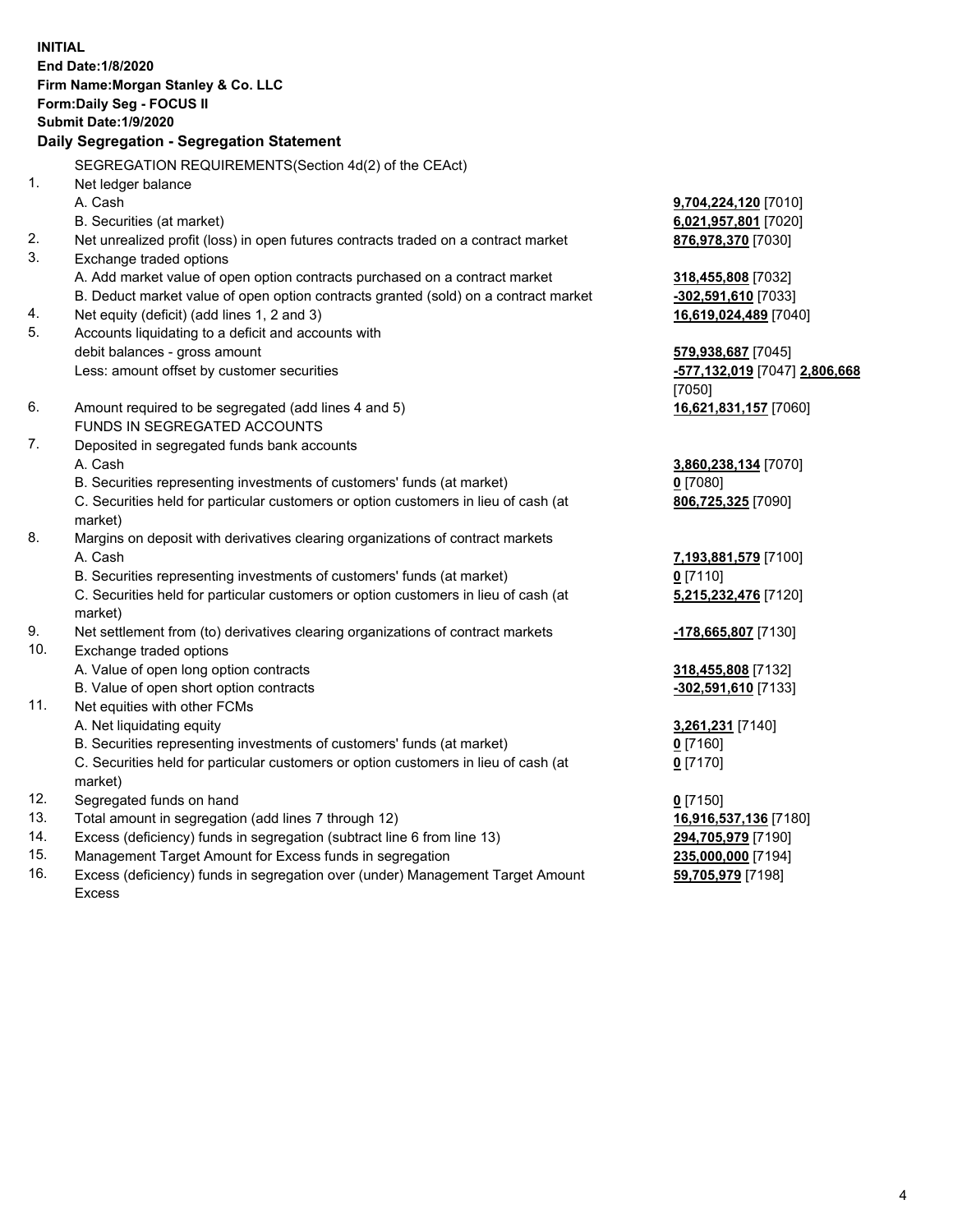**INITIAL**
**End Date:1/8/2020**
**Firm Name:Morgan Stanley & Co. LLC**
**Form:Daily Seg - FOCUS II**
**Submit Date:1/9/2020**

## Daily Segregation - Segregation Statement

SEGREGATION REQUIREMENTS(Section 4d(2) of the CEAct)

| | | |
|---|---|---|
| 1. | Net ledger balance | |
| | A. Cash | **9,704,224,120** [7010] |
| | B. Securities (at market) | **6,021,957,801** [7020] |
| 2. | Net unrealized profit (loss) in open futures contracts traded on a contract market | **876,978,370** [7030] |
| 3. | Exchange traded options | |
| | A. Add market value of open option contracts purchased on a contract market | **318,455,808** [7032] |
| | B. Deduct market value of open option contracts granted (sold) on a contract market | **-302,591,610** [7033] |
| 4. | Net equity (deficit) (add lines 1, 2 and 3) | **16,619,024,489** [7040] |
| 5. | Accounts liquidating to a deficit and accounts with debit balances - gross amount | **579,938,687** [7045] |
| | Less: amount offset by customer securities | **-577,132,019** [7047] **2,806,668** [7050] |
| 6. | Amount required to be segregated (add lines 4 and 5) | **16,621,831,157** [7060] |
| | FUNDS IN SEGREGATED ACCOUNTS | |
| 7. | Deposited in segregated funds bank accounts | |
| | A. Cash | **3,860,238,134** [7070] |
| | B. Securities representing investments of customers' funds (at market) | **0** [7080] |
| | C. Securities held for particular customers or option customers in lieu of cash (at market) | **806,725,325** [7090] |
| 8. | Margins on deposit with derivatives clearing organizations of contract markets | |
| | A. Cash | **7,193,881,579** [7100] |
| | B. Securities representing investments of customers' funds (at market) | **0** [7110] |
| | C. Securities held for particular customers or option customers in lieu of cash (at market) | **5,215,232,476** [7120] |
| 9. | Net settlement from (to) derivatives clearing organizations of contract markets | **-178,665,807** [7130] |
| 10. | Exchange traded options | |
| | A. Value of open long option contracts | **318,455,808** [7132] |
| | B. Value of open short option contracts | **-302,591,610** [7133] |
| 11. | Net equities with other FCMs | |
| | A. Net liquidating equity | **3,261,231** [7140] |
| | B. Securities representing investments of customers' funds (at market) | **0** [7160] |
| | C. Securities held for particular customers or option customers in lieu of cash (at market) | **0** [7170] |
| 12. | Segregated funds on hand | **0** [7150] |
| 13. | Total amount in segregation (add lines 7 through 12) | **16,916,537,136** [7180] |
| 14. | Excess (deficiency) funds in segregation (subtract line 6 from line 13) | **294,705,979** [7190] |
| 15. | Management Target Amount for Excess funds in segregation | **235,000,000** [7194] |
| 16. | Excess (deficiency) funds in segregation over (under) Management Target Amount Excess | **59,705,979** [7198] |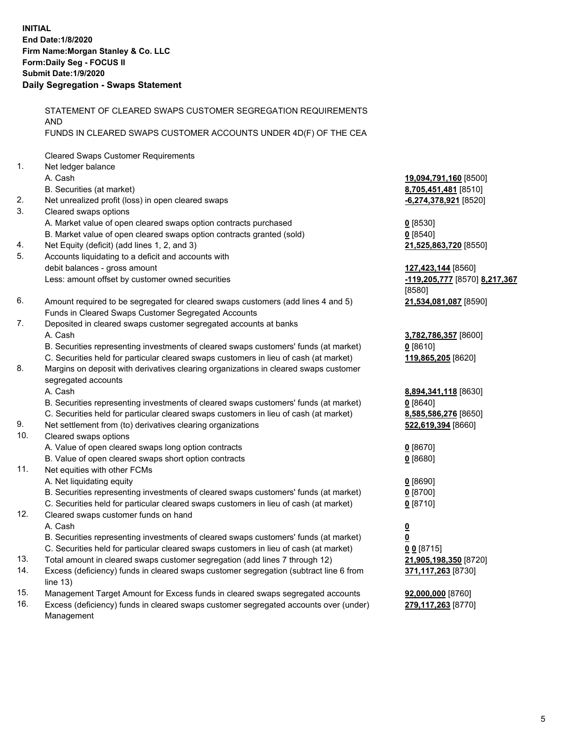**INITIAL**
**End Date:1/8/2020**
**Firm Name:Morgan Stanley & Co. LLC**
**Form:Daily Seg - FOCUS II**
**Submit Date:1/9/2020**
**Daily Segregation - Swaps Statement**

STATEMENT OF CLEARED SWAPS CUSTOMER SEGREGATION REQUIREMENTS AND FUNDS IN CLEARED SWAPS CUSTOMER ACCOUNTS UNDER 4D(F) OF THE CEA

| | | |
|---|---|---|
| | Cleared Swaps Customer Requirements | |
| 1. | Net ledger balance | |
| | A. Cash | **19,094,791,160** [8500] |
| | B. Securities (at market) | **8,705,451,481** [8510] |
| 2. | Net unrealized profit (loss) in open cleared swaps | **-6,274,378,921** [8520] |
| 3. | Cleared swaps options | |
| | A. Market value of open cleared swaps option contracts purchased | **0** [8530] |
| | B. Market value of open cleared swaps option contracts granted (sold) | **0** [8540] |
| 4. | Net Equity (deficit) (add lines 1, 2, and 3) | **21,525,863,720** [8550] |
| 5. | Accounts liquidating to a deficit and accounts with debit balances - gross amount | **127,423,144** [8560] |
| | Less: amount offset by customer owned securities | **-119,205,777** [8570] **8,217,367** [8580] |
| 6. | Amount required to be segregated for cleared swaps customers (add lines 4 and 5) | **21,534,081,087** [8590] |
| | Funds in Cleared Swaps Customer Segregated Accounts | |
| 7. | Deposited in cleared swaps customer segregated accounts at banks | |
| | A. Cash | **3,782,786,357** [8600] |
| | B. Securities representing investments of cleared swaps customers' funds (at market) | **0** [8610] |
| | C. Securities held for particular cleared swaps customers in lieu of cash (at market) | **119,865,205** [8620] |
| 8. | Margins on deposit with derivatives clearing organizations in cleared swaps customer segregated accounts | |
| | A. Cash | **8,894,341,118** [8630] |
| | B. Securities representing investments of cleared swaps customers' funds (at market) | **0** [8640] |
| | C. Securities held for particular cleared swaps customers in lieu of cash (at market) | **8,585,586,276** [8650] |
| 9. | Net settlement from (to) derivatives clearing organizations | **522,619,394** [8660] |
| 10. | Cleared swaps options | |
| | A. Value of open cleared swaps long option contracts | **0** [8670] |
| | B. Value of open cleared swaps short option contracts | **0** [8680] |
| 11. | Net equities with other FCMs | |
| | A. Net liquidating equity | **0** [8690] |
| | B. Securities representing investments of cleared swaps customers' funds (at market) | **0** [8700] |
| | C. Securities held for particular cleared swaps customers in lieu of cash (at market) | **0** [8710] |
| 12. | Cleared swaps customer funds on hand | |
| | A. Cash | **0** |
| | B. Securities representing investments of cleared swaps customers' funds (at market) | **0** |
| | C. Securities held for particular cleared swaps customers in lieu of cash (at market) | **0** **0** [8715] |
| 13. | Total amount in cleared swaps customer segregation (add lines 7 through 12) | **21,905,198,350** [8720] |
| 14. | Excess (deficiency) funds in cleared swaps customer segregation (subtract line 6 from line 13) | **371,117,263** [8730] |
| 15. | Management Target Amount for Excess funds in cleared swaps segregated accounts | **92,000,000** [8760] |
| 16. | Excess (deficiency) funds in cleared swaps customer segregated accounts over (under) Management | **279,117,263** [8770] |